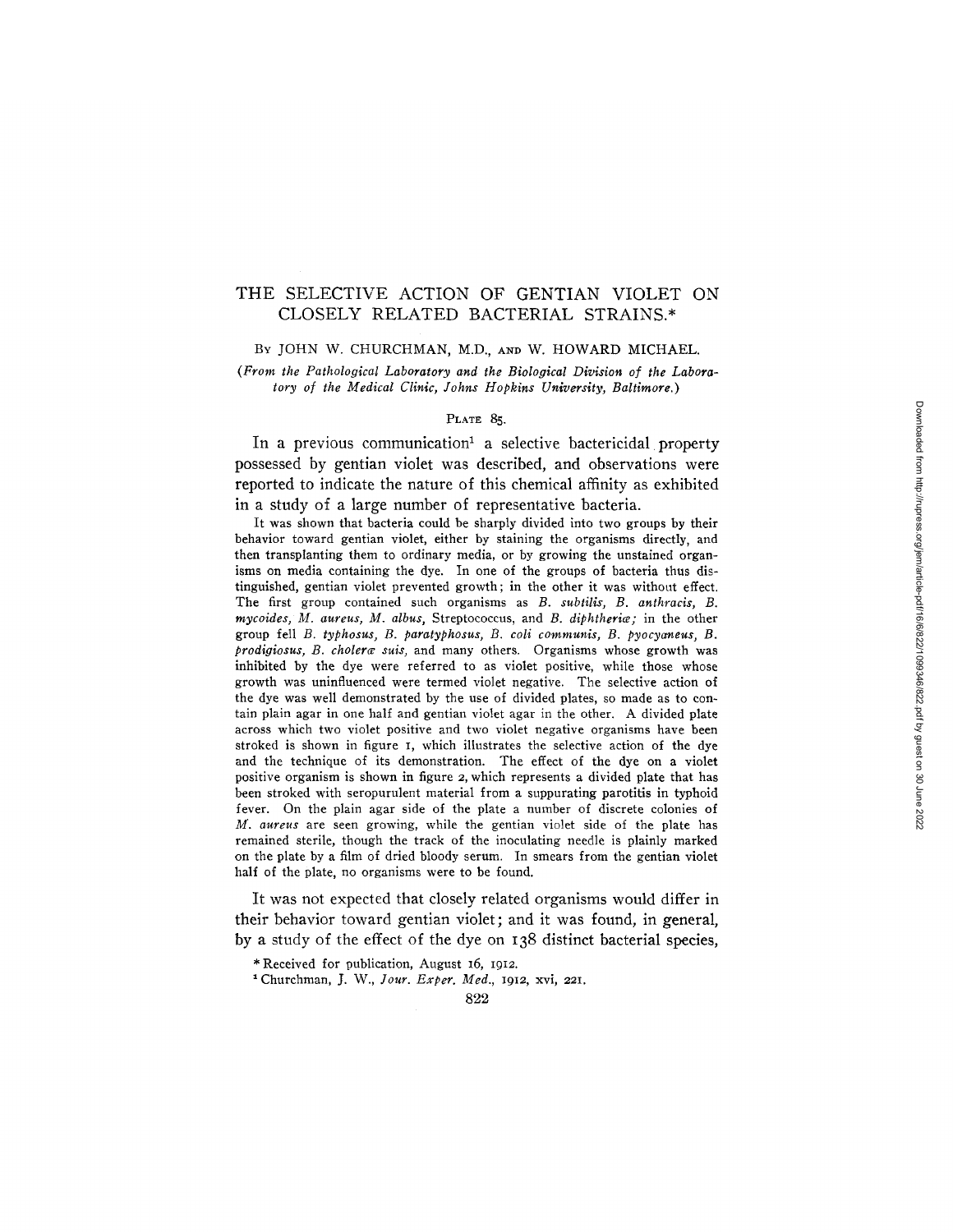# THE SELECTIVE ACTION OF GENTIAN VIOLET ON CLOSELY RELATED BACTERIAL STRAINS.*

By JOHN W. CHURCHMAN, M.D., and W. HOWARD MICHAEL.

*(From the Pathological Laboratory and the Biological Division of the Laboratory of the Medical Clinic, Johns Hopkins University, Baltimore.)*

PLATE 85.

In a previous communication[1] a selective bactericidal property possessed by gentian violet was described, and observations were reported to indicate the nature of this chemical affinity as exhibited in a study of a large number of representative bacteria.

It was shown that bacteria could be sharply divided into two groups by their behavior toward gentian violet, either by staining the organisms directly, and then transplanting them to ordinary media, or by growing the unstained organisms on media containing the dye. In one of the groups of bacteria thus distinguished, gentian violet prevented growth; in the other it was without effect. The first group contained such organisms as *B. subtilis*, *B. anthracis*, *B. mycoides*, *M. aureus*, *M. albus*, Streptococcus, and *B. diphtheriæ*; in the other group fell *B. typhosus*, *B. paratyphosus*, *B. coli communis*, *B. pyocyaneus*, *B. prodigiosus*, *B. choleræ suis*, and many others. Organisms whose growth was inhibited by the dye were referred to as violet positive, while those whose growth was uninfluenced were termed violet negative. The selective action of the dye was well demonstrated by the use of divided plates, so made as to contain plain agar in one half and gentian violet agar in the other. A divided plate across which two violet positive and two violet negative organisms have been stroked is shown in figure 1, which illustrates the selective action of the dye and the technique of its demonstration. The effect of the dye on a violet positive organism is shown in figure 2, which represents a divided plate that has been stroked with seropurulent material from a suppurating parotitis in typhoid fever. On the plain agar side of the plate a number of discrete colonies of *M. aureus* are seen growing, while the gentian violet side of the plate has remained sterile, though the track of the inoculating needle is plainly marked on the plate by a film of dried bloody serum. In smears from the gentian violet half of the plate, no organisms were to be found.

It was not expected that closely related organisms would differ in their behavior toward gentian violet; and it was found, in general, by a study of the effect of the dye on 138 distinct bacterial species,

\* Received for publication, August 16, 1912.

[1] Churchman, J. W., *Jour. Exper. Med.*, 1912, xvi, 221.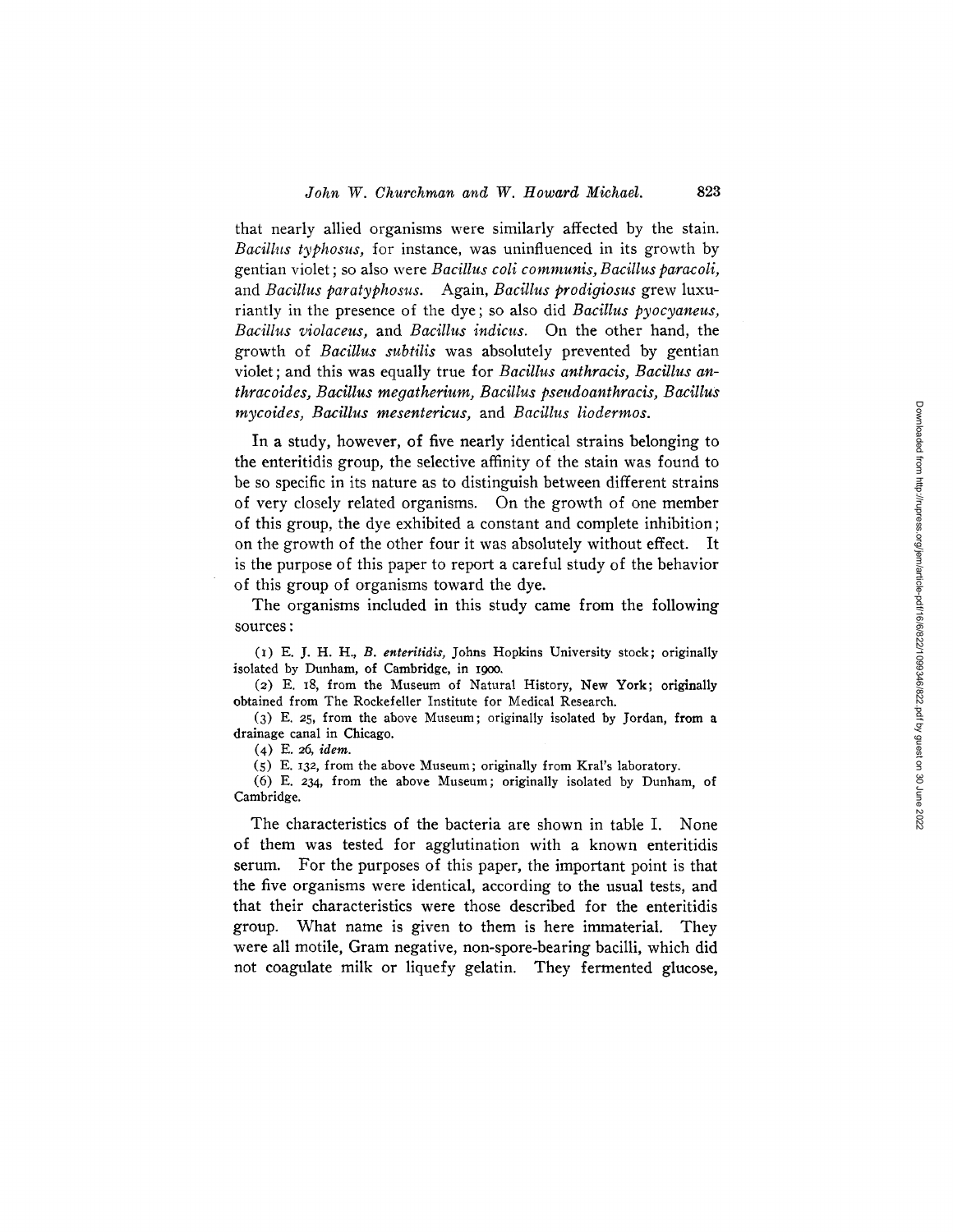that nearly allied organisms were similarly affected by the stain. *Bacillus typhosus*, for instance, was uninfluenced in its growth by gentian violet; so also were *Bacillus coli communis*, *Bacillus paracoli*, and *Bacillus paratyphosus*. Again, *Bacillus prodigiosus* grew luxuriantly in the presence of the dye; so also did *Bacillus pyocyaneus*, *Bacillus violaceus*, and *Bacillus indicus*. On the other hand, the growth of *Bacillus subtilis* was absolutely prevented by gentian violet; and this was equally true for *Bacillus anthracis*, *Bacillus anthracoides*, *Bacillus megatherium*, *Bacillus pseudoanthracis*, *Bacillus mycoides*, *Bacillus mesentericus*, and *Bacillus liodermos*.

In a study, however, of five nearly identical strains belonging to the enteritidis group, the selective affinity of the stain was found to be so specific in its nature as to distinguish between different strains of very closely related organisms. On the growth of one member of this group, the dye exhibited a constant and complete inhibition; on the growth of the other four it was absolutely without effect. It is the purpose of this paper to report a careful study of the behavior of this group of organisms toward the dye.

The organisms included in this study came from the following sources:

(1) E. J. H. H., *B. enteritidis*, Johns Hopkins University stock; originally isolated by Dunham, of Cambridge, in 1900.

(2) E. 18, from the Museum of Natural History, New York; originally obtained from The Rockefeller Institute for Medical Research.

(3) E. 25, from the above Museum; originally isolated by Jordan, from a drainage canal in Chicago.

(4) E. 26, *idem*.

(5) E. 132, from the above Museum; originally from Kral's laboratory.

(6) E. 234, from the above Museum; originally isolated by Dunham, of Cambridge.

The characteristics of the bacteria are shown in table I. None of them was tested for agglutination with a known enteritidis serum. For the purposes of this paper, the important point is that the five organisms were identical, according to the usual tests, and that their characteristics were those described for the enteritidis group. What name is given to them is here immaterial. They were all motile, Gram negative, non-spore-bearing bacilli, which did not coagulate milk or liquefy gelatin. They fermented glucose,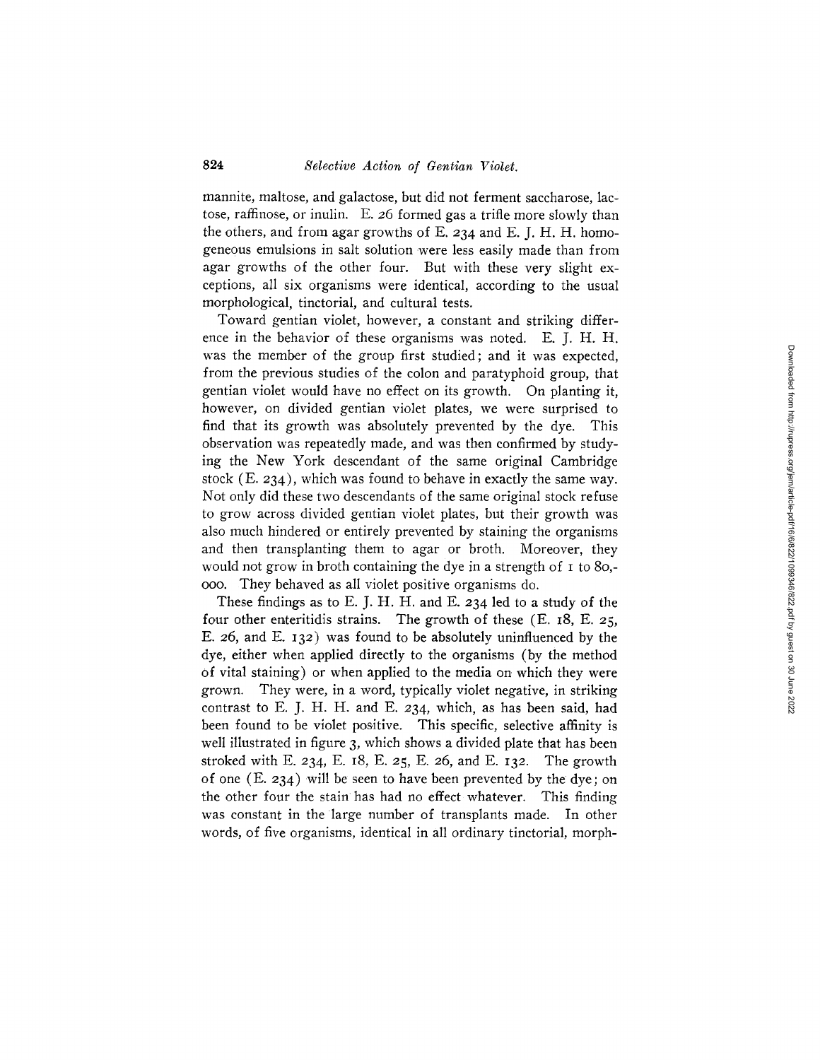mannite, maltose, and galactose, but did not ferment saccharose, lactose, raffinose, or inulin. E. 26 formed gas a trifle more slowly than the others, and from agar growths of E. 234 and E. J. H. H. homogeneous emulsions in salt solution were less easily made than from agar growths of the other four. But with these very slight exceptions, all six organisms were identical, according to the usual morphological, tinctorial, and cultural tests.

Toward gentian violet, however, a constant and striking difference in the behavior of these organisms was noted. E. J. H. H. was the member of the group first studied; and it was expected, from the previous studies of the colon and paratyphoid group, that gentian violet would have no effect on its growth. On planting it, however, on divided gentian violet plates, we were surprised to find that its growth was absolutely prevented by the dye. This observation was repeatedly made, and was then confirmed by studying the New York descendant of the same original Cambridge stock (E. 234), which was found to behave in exactly the same way. Not only did these two descendants of the same original stock refuse to grow across divided gentian violet plates, but their growth was also much hindered or entirely prevented by staining the organisms and then transplanting them to agar or broth. Moreover, they would not grow in broth containing the dye in a strength of 1 to 80,000. They behaved as all violet positive organisms do.

These findings as to E. J. H. H. and E. 234 led to a study of the four other enteritidis strains. The growth of these (E. 18, E. 25, E. 26, and E. 132) was found to be absolutely uninfluenced by the dye, either when applied directly to the organisms (by the method of vital staining) or when applied to the media on which they were grown. They were, in a word, typically violet negative, in striking contrast to E. J. H. H. and E. 234, which, as has been said, had been found to be violet positive. This specific, selective affinity is well illustrated in figure 3, which shows a divided plate that has been stroked with E. 234, E. 18, E. 25, E. 26, and E. 132. The growth of one (E. 234) will be seen to have been prevented by the dye; on the other four the stain has had no effect whatever. This finding was constant in the large number of transplants made. In other words, of five organisms, identical in all ordinary tinctorial, morph-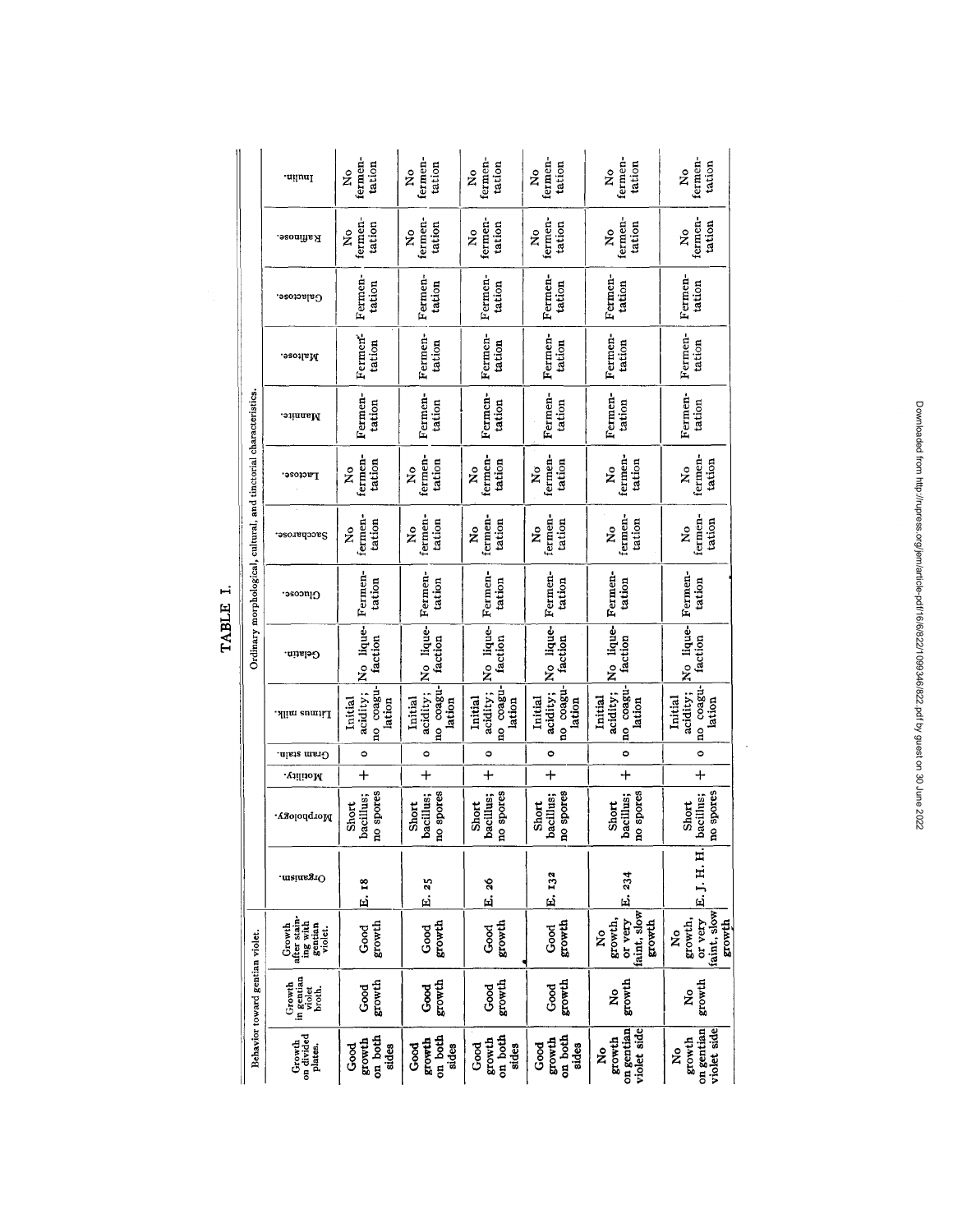# TABLE I.

| Behavior toward gentian violet. | | | | Ordinary morphological, cultural, and tinctorial characteristics. | | | | | | | | | | | | | |
|---|---|---|---|---|---|---|---|---|---|---|---|---|---|---|---|---|---|
| Growth on divided plates. | Growth in gentian violet broth. | Growth after staining with gentian violet. | Organism. | Morphology. | Motility. | Gram stain. | Litmus milk. | Gelatin. | Glucose. | Saccharose. | Lactose. | Mannite. | Maltose. | Galactose. | Raffinose. | Inulin. |
| Good growth on both sides | Good growth | Good growth | E. 18 | Short bacillus; no spores | + | o | Initial acidity; no coagulation | No liquefaction | Fermentation | No fermentation | No fermentation | Fermentation | Fermentation | Fermentation | No fermentation | No fermentation |
| Good growth on both sides | Good growth | Good growth | E. 25 | Short bacillus; no spores | + | o | Initial acidity; no coagulation | No liquefaction | Fermentation | No fermentation | No fermentation | Fermentation | Fermentation | Fermentation | No fermentation | No fermentation |
| Good growth on both sides | Good growth | Good growth | E. 26 | Short bacillus; no spores | + | o | Initial acidity; no coagulation | No liquefaction | Fermentation | No fermentation | No fermentation | Fermentation | Fermentation | Fermentation | No fermentation | No fermentation |
| Good growth on both sides | Good growth | Good growth | E. 132 | Short bacillus; no spores | + | o | Initial acidity; no coagulation | No liquefaction | Fermentation | No fermentation | No fermentation | Fermentation | Fermentation | Fermentation | No fermentation | No fermentation |
| No growth on gentian violet side | No growth | No growth, or very faint, slow growth | E. 234 | Short bacillus; no spores | + | o | Initial acidity; no coagulation | No liquefaction | Fermentation | No fermentation | No fermentation | Fermentation | Fermentation | Fermentation | No fermentation | No fermentation |
| No growth on gentian violet side | No growth | No growth, or very faint, slow growth | E. J. H. H. | Short bacillus; no spores | + | o | Initial acidity; no coagulation | No liquefaction | Fermentation | No fermentation | No fermentation | Fermentation | Fermentation | Fermentation | No fermentation | No fermentation |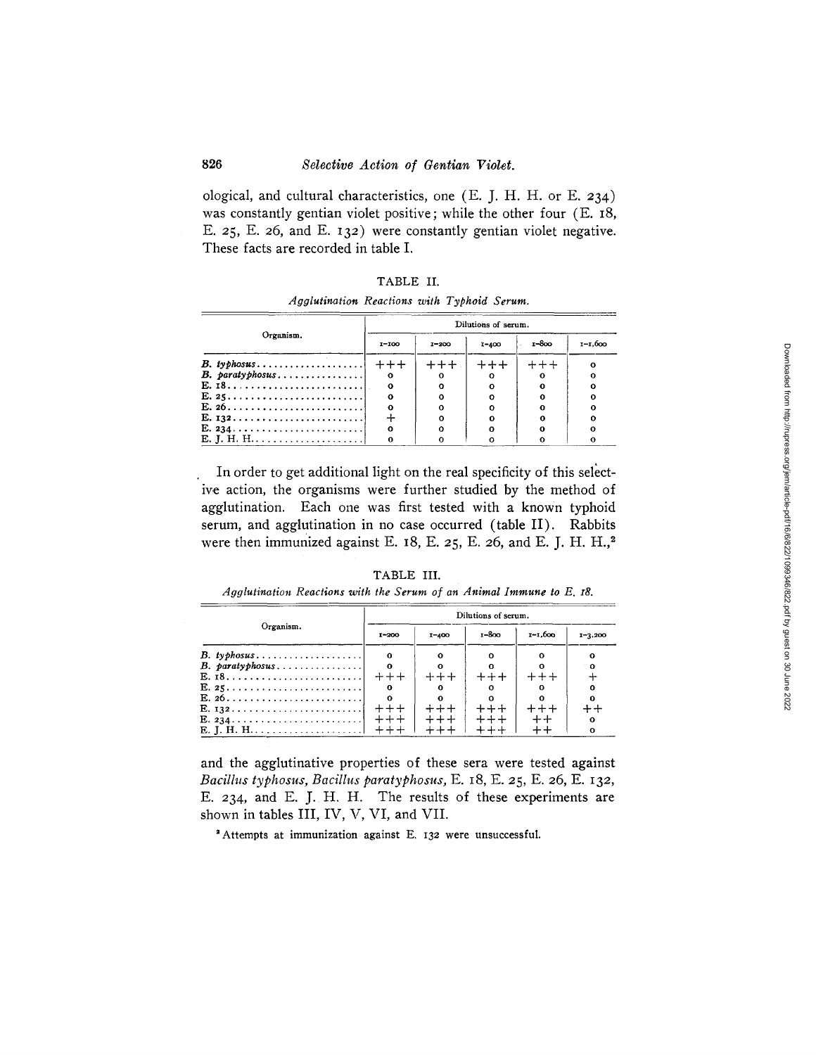ological, and cultural characteristics, one (E. J. H. H. or E. 234) was constantly gentian violet positive; while the other four (E. 18, E. 25, E. 26, and E. 132) were constantly gentian violet negative. These facts are recorded in table I.

TABLE II.

*Agglutination Reactions with Typhoid Serum.*

| Organism. | Dilutions of serum. | | | | |
|---|---|---|---|---|---|
| | 1–100 | 1–200 | 1–400 | 1–800 | 1–1,600 |
| *B. typhosus* | +++ | +++ | +++ | +++ | 0 |
| *B. paratyphosus* | 0 | 0 | 0 | 0 | 0 |
| E. 18 | 0 | 0 | 0 | 0 | 0 |
| E. 25 | 0 | 0 | 0 | 0 | 0 |
| E. 26 | 0 | 0 | 0 | 0 | 0 |
| E. 132 | + | 0 | 0 | 0 | 0 |
| E. 234 | 0 | 0 | 0 | 0 | 0 |
| E. J. H. H. | 0 | 0 | 0 | 0 | 0 |

In order to get additional light on the real specificity of this selective action, the organisms were further studied by the method of agglutination. Each one was first tested with a known typhoid serum, and agglutination in no case occurred (table II). Rabbits were then immunized against E. 18, E. 25, E. 26, and E. J. H. H.,[2] and the agglutinative properties of these sera were tested against *Bacillus typhosus*, *Bacillus paratyphosus*, E. 18, E. 25, E. 26, E. 132, E. 234, and E. J. H. H. The results of these experiments are shown in tables III, IV, V, VI, and VII.

TABLE III.

*Agglutination Reactions with the Serum of an Animal Immune to E. 18.*

| Organism. | Dilutions of serum. | | | | |
|---|---|---|---|---|---|
| | 1–200 | 1–400 | 1–800 | 1–1,600 | 1–3,200 |
| *B. typhosus* | 0 | 0 | 0 | 0 | 0 |
| *B. paratyphosus* | 0 | 0 | 0 | 0 | 0 |
| E. 18 | +++ | +++ | +++ | +++ | + |
| E. 25 | 0 | 0 | 0 | 0 | 0 |
| E. 26 | 0 | 0 | 0 | 0 | 0 |
| E. 132 | +++ | +++ | +++ | +++ | ++ |
| E. 234 | +++ | +++ | +++ | ++ | 0 |
| E. J. H. H. | +++ | +++ | +++ | ++ | 0 |

[2] Attempts at immunization against E. 132 were unsuccessful.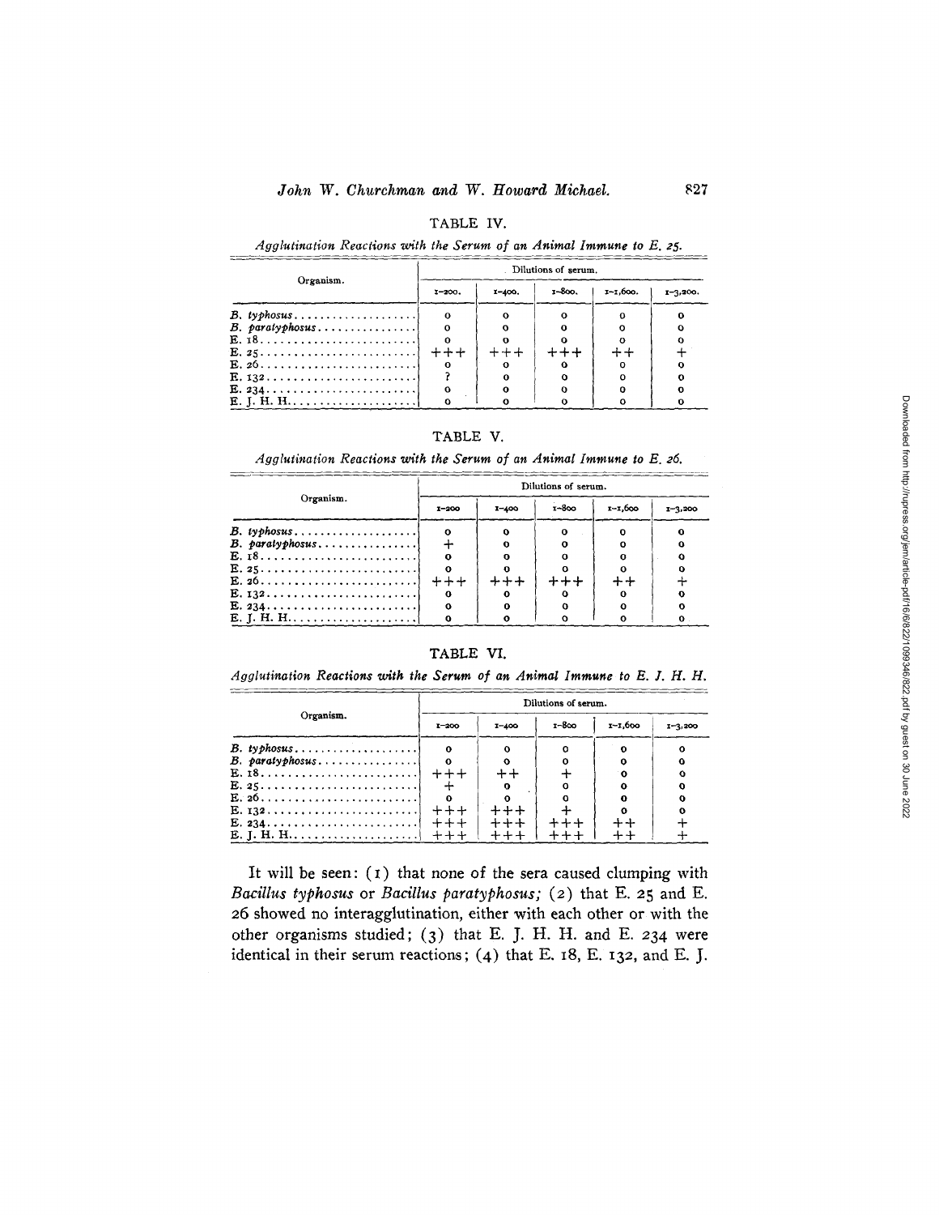TABLE IV.

*Agglutination Reactions with the Serum of an Animal Immune to E. 25.*

| Organism. | Dilutions of serum. | | | | |
|---|---|---|---|---|---|
| | 1–200. | 1–400. | 1–800. | 1–1,600. | 1–3,200. |
| *B. typhosus* | o | o | o | o | o |
| *B. paratyphosus* | o | o | o | o | o |
| E. 18 | o | o | o | o | o |
| E. 25 | +++ | +++ | +++ | ++ | + |
| E. 26 | o | o | o | o | o |
| E. 132 | ? | o | o | o | o |
| E. 234 | o | o | o | o | o |
| E. J. H. H. | o | o | o | o | o |

TABLE V.

*Agglutination Reactions with the Serum of an Animal Immune to E. 26.*

| Organism. | Dilutions of serum. | | | | |
|---|---|---|---|---|---|
| | 1–200 | 1–400 | 1–800 | 1–1,600 | 1–3,200 |
| *B. typhosus* | o | o | o | o | o |
| *B. paratyphosus* | + | o | o | o | o |
| E. 18 | o | o | o | o | o |
| E. 25 | o | o | o | o | o |
| E. 26 | +++ | +++ | +++ | ++ | + |
| E. 132 | o | o | o | o | o |
| E. 234 | o | o | o | o | o |
| E. J. H. H. | o | o | o | o | o |

TABLE VI.

*Agglutination Reactions with the Serum of an Animal Immune to E. J. H. H.*

| Organism. | Dilutions of serum. | | | | |
|---|---|---|---|---|---|
| | 1–200 | 1–400 | 1–800 | 1–1,600 | 1–3,200 |
| *B. typhosus* | o | o | o | o | o |
| *B. paratyphosus* | o | o | o | o | o |
| E. 18 | +++ | ++ | + | o | o |
| E. 25 | + | o | o | o | o |
| E. 26 | o | o | o | o | o |
| E. 132 | +++ | +++ | + | o | o |
| E. 234 | +++ | +++ | +++ | ++ | + |
| E. J. H. H. | +++ | +++ | +++ | ++ | + |

It will be seen: (1) that none of the sera caused clumping with *Bacillus typhosus* or *Bacillus paratyphosus;* (2) that E. 25 and E. 26 showed no interagglutination, either with each other or with the other organisms studied; (3) that E. J. H. H. and E. 234 were identical in their serum reactions; (4) that E. 18, E. 132, and E. J.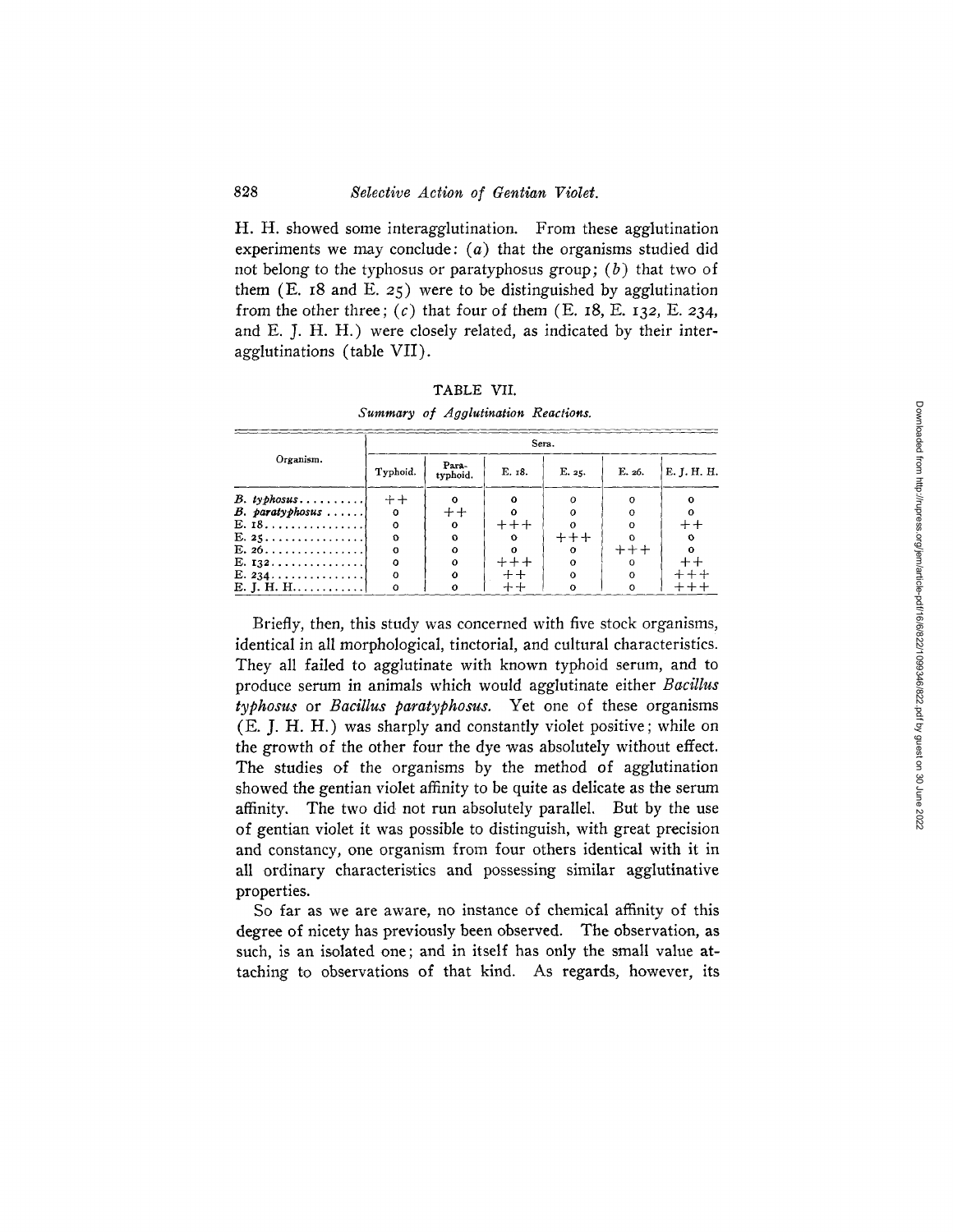H. H. showed some interagglutination. From these agglutination experiments we may conclude: (*a*) that the organisms studied did not belong to the typhosus or paratyphosus group; (*b*) that two of them (E. 18 and E. 25) were to be distinguished by agglutination from the other three; (*c*) that four of them (E. 18, E. 132, E. 234, and E. J. H. H.) were closely related, as indicated by their interagglutinations (table VII).

TABLE VII.

*Summary of Agglutination Reactions.*

| Organism. | Sera. | | | | | |
|---|---|---|---|---|---|---|
| | Typhoid. | Paratyphoid. | E. 18. | E. 25. | E. 26. | E. J. H. H. |
| *B. typhosus* | ++ | o | o | o | o | o |
| *B. paratyphosus* | o | ++ | o | o | o | o |
| E. 18 | o | o | +++ | o | o | ++ |
| E. 25 | o | o | o | +++ | o | o |
| E. 26 | o | o | o | o | +++ | o |
| E. 132 | o | o | +++ | o | o | ++ |
| E. 234 | o | o | ++ | o | o | +++ |
| E. J. H. H. | o | o | ++ | o | o | +++ |

Briefly, then, this study was concerned with five stock organisms, identical in all morphological, tinctorial, and cultural characteristics. They all failed to agglutinate with known typhoid serum, and to produce serum in animals which would agglutinate either *Bacillus typhosus* or *Bacillus paratyphosus*. Yet one of these organisms (E. J. H. H.) was sharply and constantly violet positive; while on the growth of the other four the dye was absolutely without effect. The studies of the organisms by the method of agglutination showed the gentian violet affinity to be quite as delicate as the serum affinity. The two did not run absolutely parallel. But by the use of gentian violet it was possible to distinguish, with great precision and constancy, one organism from four others identical with it in all ordinary characteristics and possessing similar agglutinative properties.

So far as we are aware, no instance of chemical affinity of this degree of nicety has previously been observed. The observation, as such, is an isolated one; and in itself has only the small value attaching to observations of that kind. As regards, however, its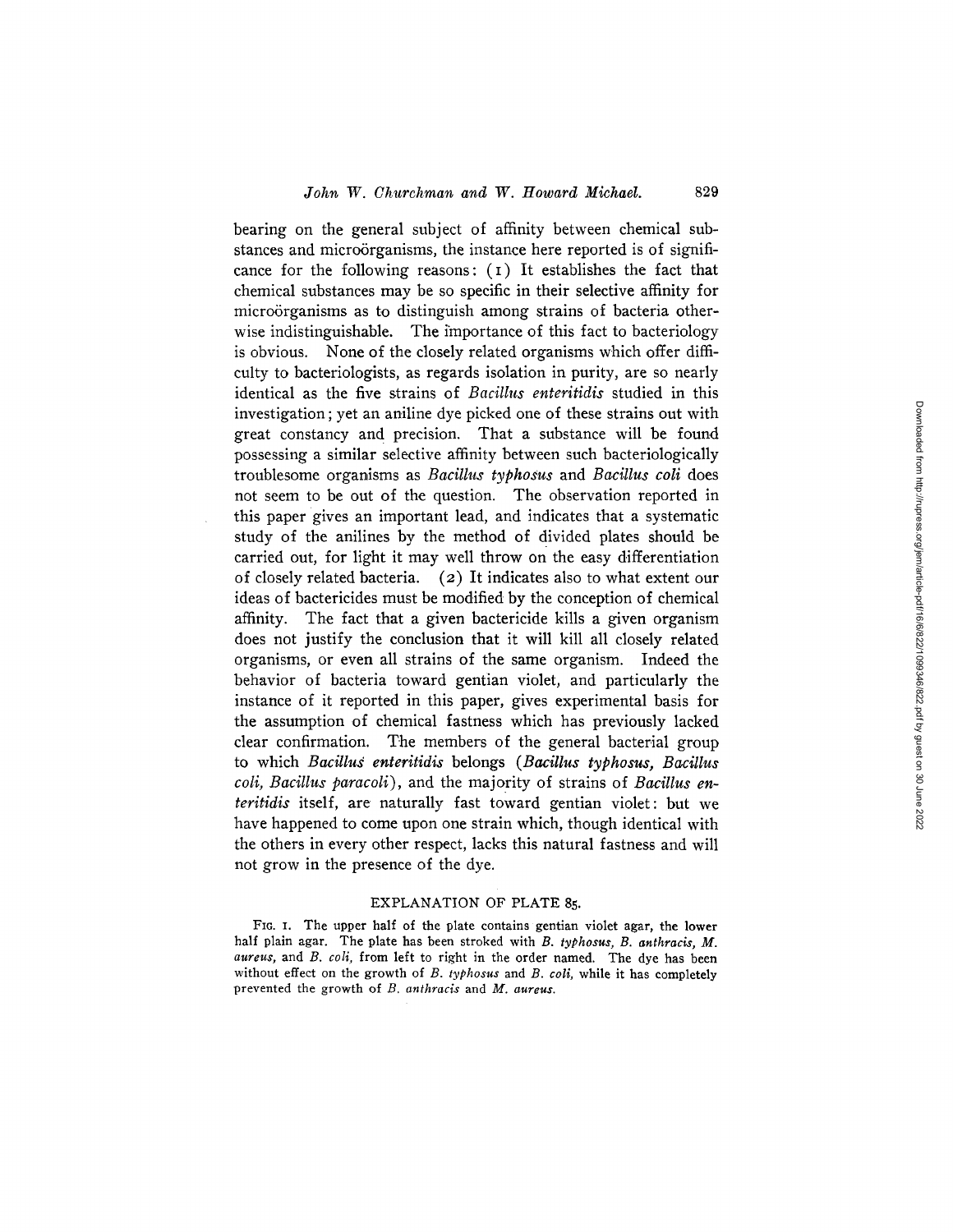bearing on the general subject of affinity between chemical substances and microörganisms, the instance here reported is of significance for the following reasons: (1) It establishes the fact that chemical substances may be so specific in their selective affinity for microörganisms as to distinguish among strains of bacteria otherwise indistinguishable. The importance of this fact to bacteriology is obvious. None of the closely related organisms which offer difficulty to bacteriologists, as regards isolation in purity, are so nearly identical as the five strains of *Bacillus enteritidis* studied in this investigation; yet an aniline dye picked one of these strains out with great constancy and precision. That a substance will be found possessing a similar selective affinity between such bacteriologically troublesome organisms as *Bacillus typhosus* and *Bacillus coli* does not seem to be out of the question. The observation reported in this paper gives an important lead, and indicates that a systematic study of the anilines by the method of divided plates should be carried out, for light it may well throw on the easy differentiation of closely related bacteria. (2) It indicates also to what extent our ideas of bactericides must be modified by the conception of chemical affinity. The fact that a given bactericide kills a given organism does not justify the conclusion that it will kill all closely related organisms, or even all strains of the same organism. Indeed the behavior of bacteria toward gentian violet, and particularly the instance of it reported in this paper, gives experimental basis for the assumption of chemical fastness which has previously lacked clear confirmation. The members of the general bacterial group to which *Bacillus enteritidis* belongs (*Bacillus typhosus, Bacillus coli, Bacillus paracoli*), and the majority of strains of *Bacillus enteritidis* itself, are naturally fast toward gentian violet: but we have happened to come upon one strain which, though identical with the others in every other respect, lacks this natural fastness and will not grow in the presence of the dye.

## EXPLANATION OF PLATE 85.

FIG. 1. The upper half of the plate contains gentian violet agar, the lower half plain agar. The plate has been stroked with *B. typhosus*, *B. anthracis*, *M. aureus*, and *B. coli*, from left to right in the order named. The dye has been without effect on the growth of *B. typhosus* and *B. coli*, while it has completely prevented the growth of *B. anthracis* and *M. aureus*.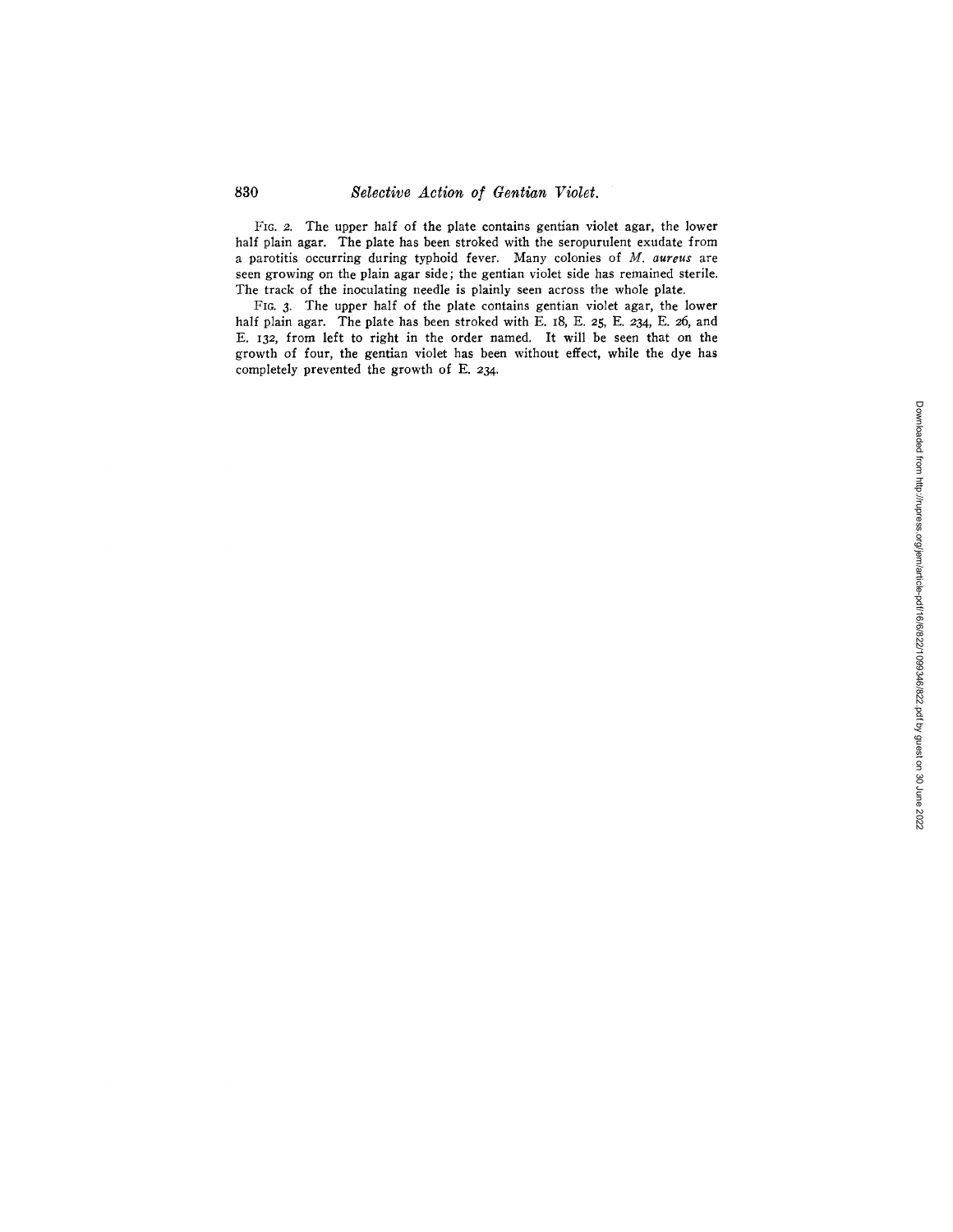Fig. 2. The upper half of the plate contains gentian violet agar, the lower half plain agar. The plate has been stroked with the seropurulent exudate from a parotitis occurring during typhoid fever. Many colonies of *M. aureus* are seen growing on the plain agar side; the gentian violet side has remained sterile. The track of the inoculating needle is plainly seen across the whole plate.

Fig. 3. The upper half of the plate contains gentian violet agar, the lower half plain agar. The plate has been stroked with E. 18, E. 25, E. 234, E. 26, and E. 132, from left to right in the order named. It will be seen that on the growth of four, the gentian violet has been without effect, while the dye has completely prevented the growth of E. 234.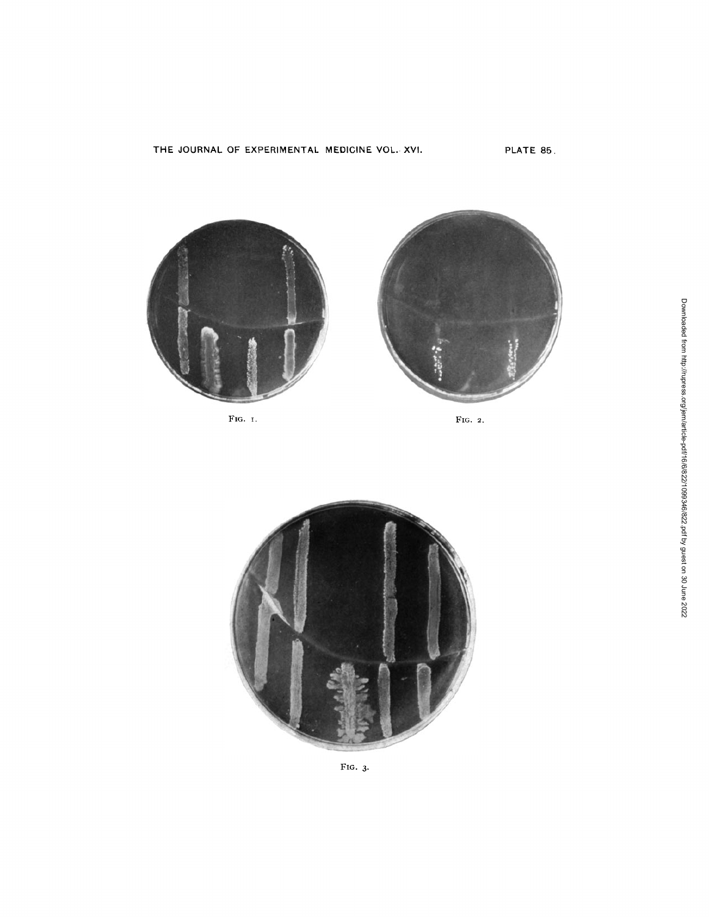FIG. 1.

FIG. 2.

FIG. 3.